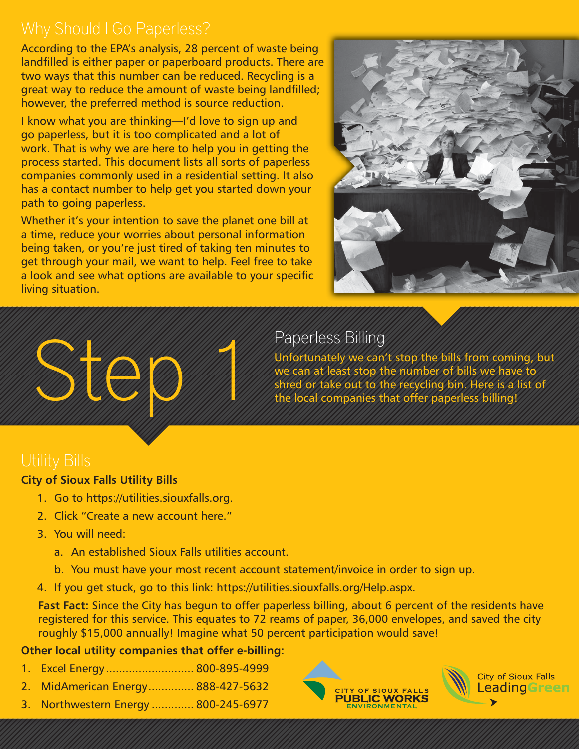## Why Should I Go Paperless?

According to the EPA's analysis, 28 percent of waste being landfilled is either paper or paperboard products. There are two ways that this number can be reduced. Recycling is a great way to reduce the amount of waste being landfilled; however, the preferred method is source reduction.

I know what you are thinking—I'd love to sign up and go paperless, but it is too complicated and a lot of work. That is why we are here to help you in getting the process started. This document lists all sorts of paperless companies commonly used in a residential setting. It also has a contact number to help get you started down your path to going paperless.

Whether it's your intention to save the planet one bill at a time, reduce your worries about personal information being taken, or you're just tired of taking ten minutes to get through your mail, we want to help. Feel free to take a look and see what options are available to your specific living situation.

# Step 1

## Paperless Billing

Unfortunately we can't stop the bills from coming, but we can at least stop the number of bills we have to shred or take out to the recycling bin. Here is a list of the local companies that offer paperless billing!

## Utility Bills

**City of Sioux Falls Utility Bills**

1. Go to https://utilities.siouxfalls.org.
2. Click "Create a new account here."
3. You will need:
   a. An established Sioux Falls utilities account.
   b. You must have your most recent account statement/invoice in order to sign up.
4. If you get stuck, go to this link: https://utilities.siouxfalls.org/Help.aspx.

**Fast Fact:** Since the City has begun to offer paperless billing, about 6 percent of the residents have registered for this service. This equates to 72 reams of paper, 36,000 envelopes, and saved the city roughly $15,000 annually! Imagine what 50 percent participation would save!

**Other local utility companies that offer e-billing:**

1. Excel Energy .......................... 800-895-4999
2. MidAmerican Energy ............. 888-427-5632
3. Northwestern Energy ............. 800-245-6977

City of Sioux Falls Public Works Environmental

City of Sioux Falls LeadingGreen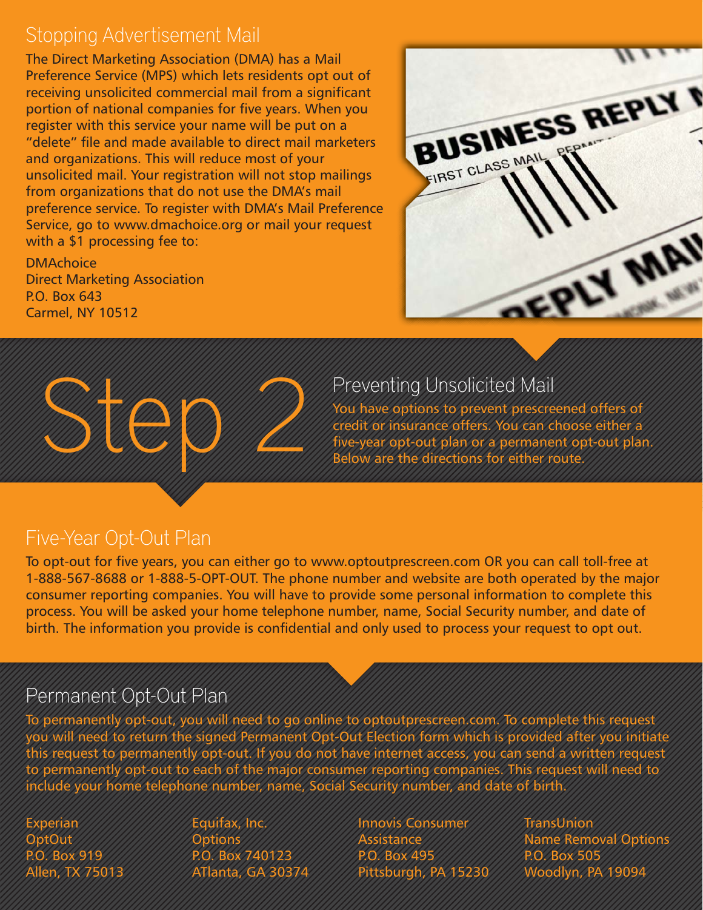## Stopping Advertisement Mail

The Direct Marketing Association (DMA) has a Mail Preference Service (MPS) which lets residents opt out of receiving unsolicited commercial mail from a significant portion of national companies for five years. When you register with this service your name will be put on a "delete" file and made available to direct mail marketers and organizations. This will reduce most of your unsolicited mail. Your registration will not stop mailings from organizations that do not use the DMA's mail preference service. To register with DMA's Mail Preference Service, go to www.dmachoice.org or mail your request with a $1 processing fee to:

DMAchoice
Direct Marketing Association
P.O. Box 643
Carmel, NY 10512

# Step 2

## Preventing Unsolicited Mail

You have options to prevent prescreened offers of credit or insurance offers. You can choose either a five-year opt-out plan or a permanent opt-out plan. Below are the directions for either route.

## Five-Year Opt-Out Plan

To opt-out for five years, you can either go to www.optoutprescreen.com OR you can call toll-free at 1-888-567-8688 or 1-888-5-OPT-OUT. The phone number and website are both operated by the major consumer reporting companies. You will have to provide some personal information to complete this process. You will be asked your home telephone number, name, Social Security number, and date of birth. The information you provide is confidential and only used to process your request to opt out.

## Permanent Opt-Out Plan

To permanently opt-out, you will need to go online to optoutprescreen.com. To complete this request you will need to return the signed Permanent Opt-Out Election form which is provided after you initiate this request to permanently opt-out. If you do not have internet access, you can send a written request to permanently opt-out to each of the major consumer reporting companies. This request will need to include your home telephone number, name, Social Security number, and date of birth.

Experian
OptOut
P.O. Box 919
Allen, TX 75013

Equifax, Inc.
Options
P.O. Box 740123
ATlanta, GA 30374

Innovis Consumer
Assistance
P.O. Box 495
Pittsburgh, PA 15230

TransUnion
Name Removal Options
P.O. Box 505
Woodlyn, PA 19094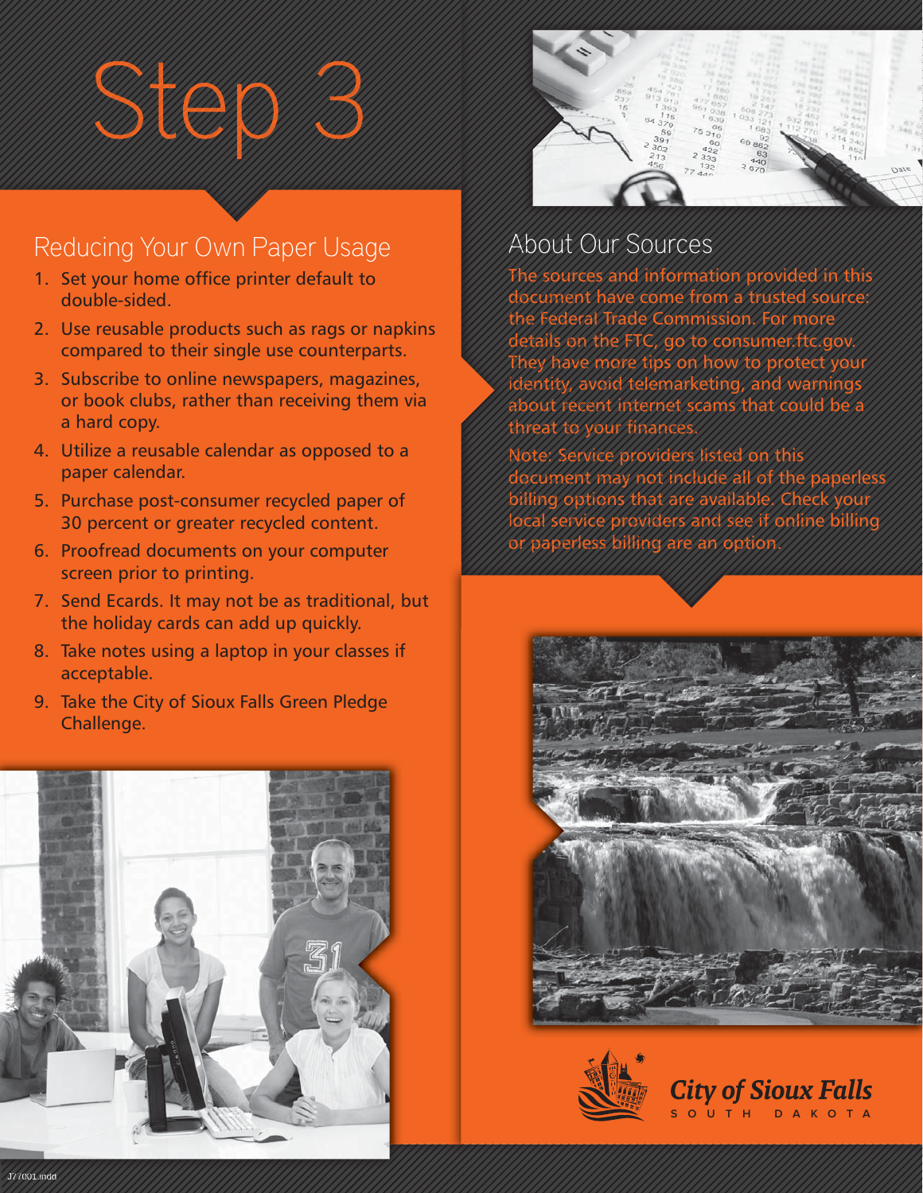# Step 3

## Reducing Your Own Paper Usage

1. Set your home office printer default to double-sided.
2. Use reusable products such as rags or napkins compared to their single use counterparts.
3. Subscribe to online newspapers, magazines, or book clubs, rather than receiving them via a hard copy.
4. Utilize a reusable calendar as opposed to a paper calendar.
5. Purchase post-consumer recycled paper of 30 percent or greater recycled content.
6. Proofread documents on your computer screen prior to printing.
7. Send Ecards. It may not be as traditional, but the holiday cards can add up quickly.
8. Take notes using a laptop in your classes if acceptable.
9. Take the City of Sioux Falls Green Pledge Challenge.

## About Our Sources

The sources and information provided in this document have come from a trusted source: the Federal Trade Commission. For more details on the FTC, go to consumer.ftc.gov. They have more tips on how to protect your identity, avoid telemarketing, and warnings about recent internet scams that could be a threat to your finances.

Note: Service providers listed on this document may not include all of the paperless billing options that are available. Check your local service providers and see if online billing or paperless billing are an option.

City of Sioux Falls
SOUTH DAKOTA